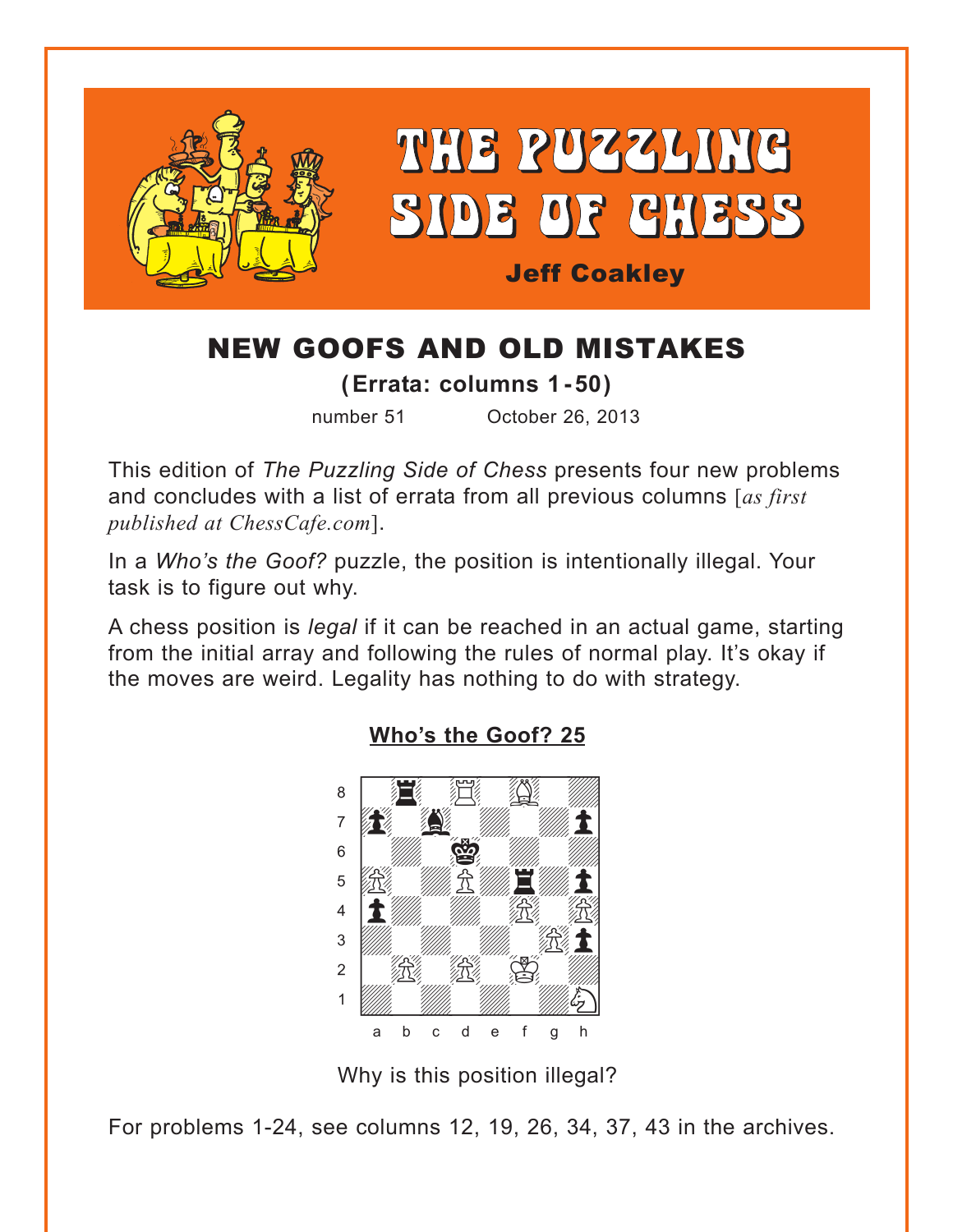# THE PUZZLING SIDE OF CHESS

**Jeff Coakley**

## NEW GOOFS AND OLD MISTAKES

**(Errata: columns 1 - 50)**

number 51 October 26, 2013

This edition of *The Puzzling Side of Chess* presents four new problems and concludes with a list of errata from all previous columns [*as first published at ChessCafe.com*].

In a *Who's the Goof?* puzzle, the position is intentionally illegal. Your task is to figure out why.

A chess position is *legal* if it can be reached in an actual game, starting from the initial array and following the rules of normal play. It's okay if the moves are weird. Legality has nothing to do with strategy.

### Who's the Goof? 25

Why is this position illegal?

For problems 1-24, see columns 12, 19, 26, 34, 37, 43 in the archives.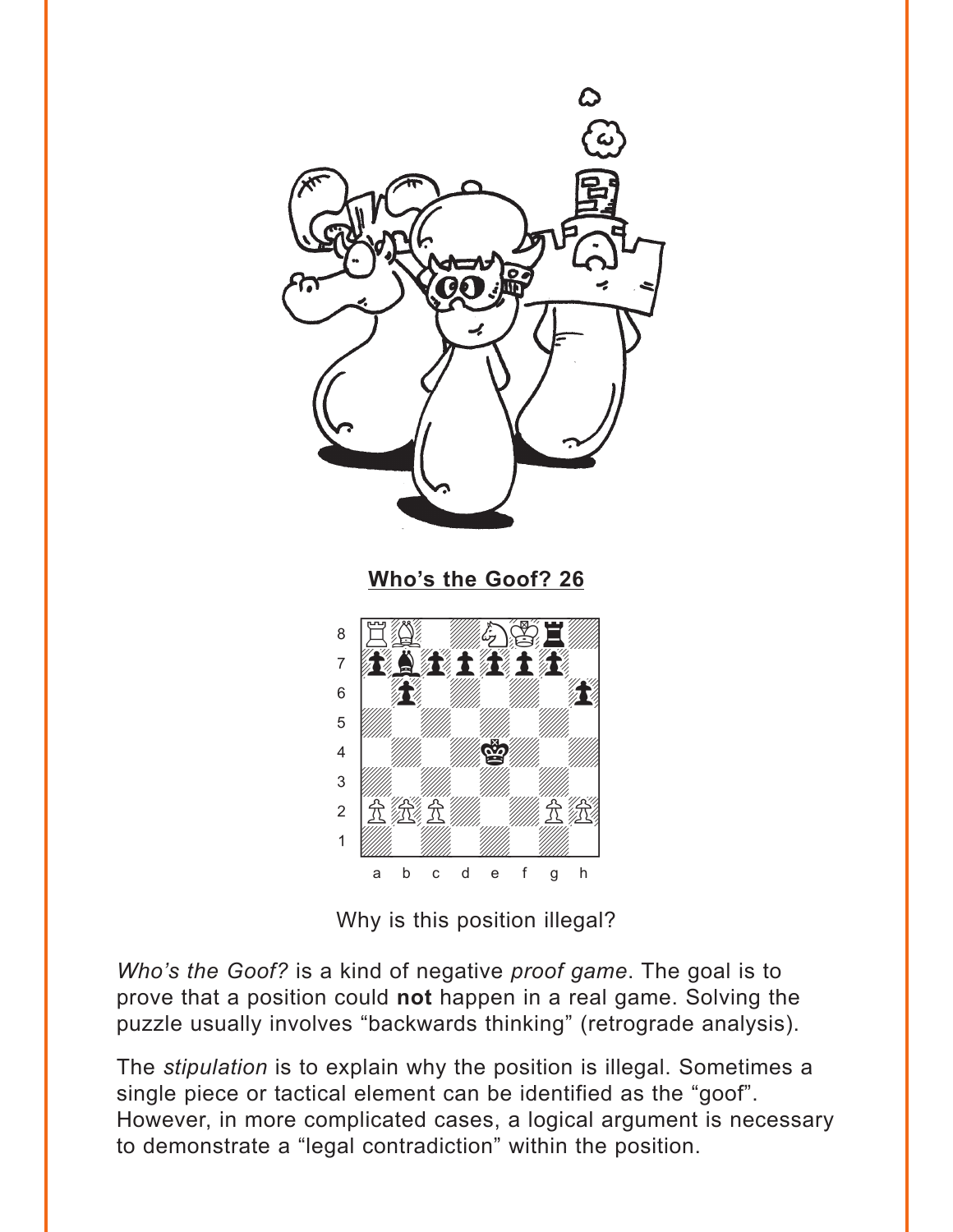**Who's the Goof? 26**

Why is this position illegal?

*Who's the Goof?* is a kind of negative *proof game*. The goal is to prove that a position could **not** happen in a real game. Solving the puzzle usually involves "backwards thinking" (retrograde analysis).

The *stipulation* is to explain why the position is illegal. Sometimes a single piece or tactical element can be identified as the "goof". However, in more complicated cases, a logical argument is necessary to demonstrate a "legal contradiction" within the position.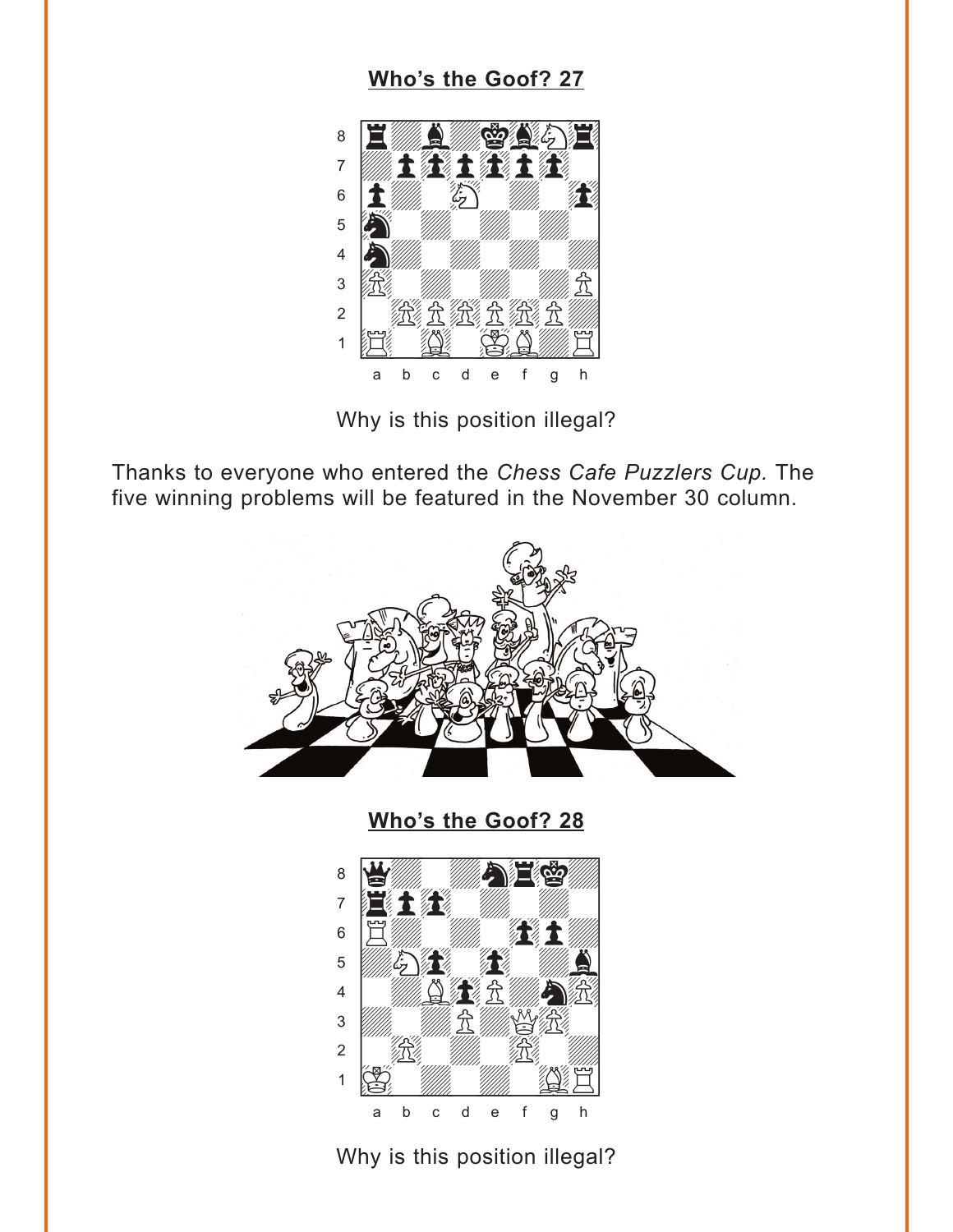## Who's the Goof? 27

Why is this position illegal?

Thanks to everyone who entered the *Chess Cafe Puzzlers Cup.* The five winning problems will be featured in the November 30 column.

## Who's the Goof? 28

Why is this position illegal?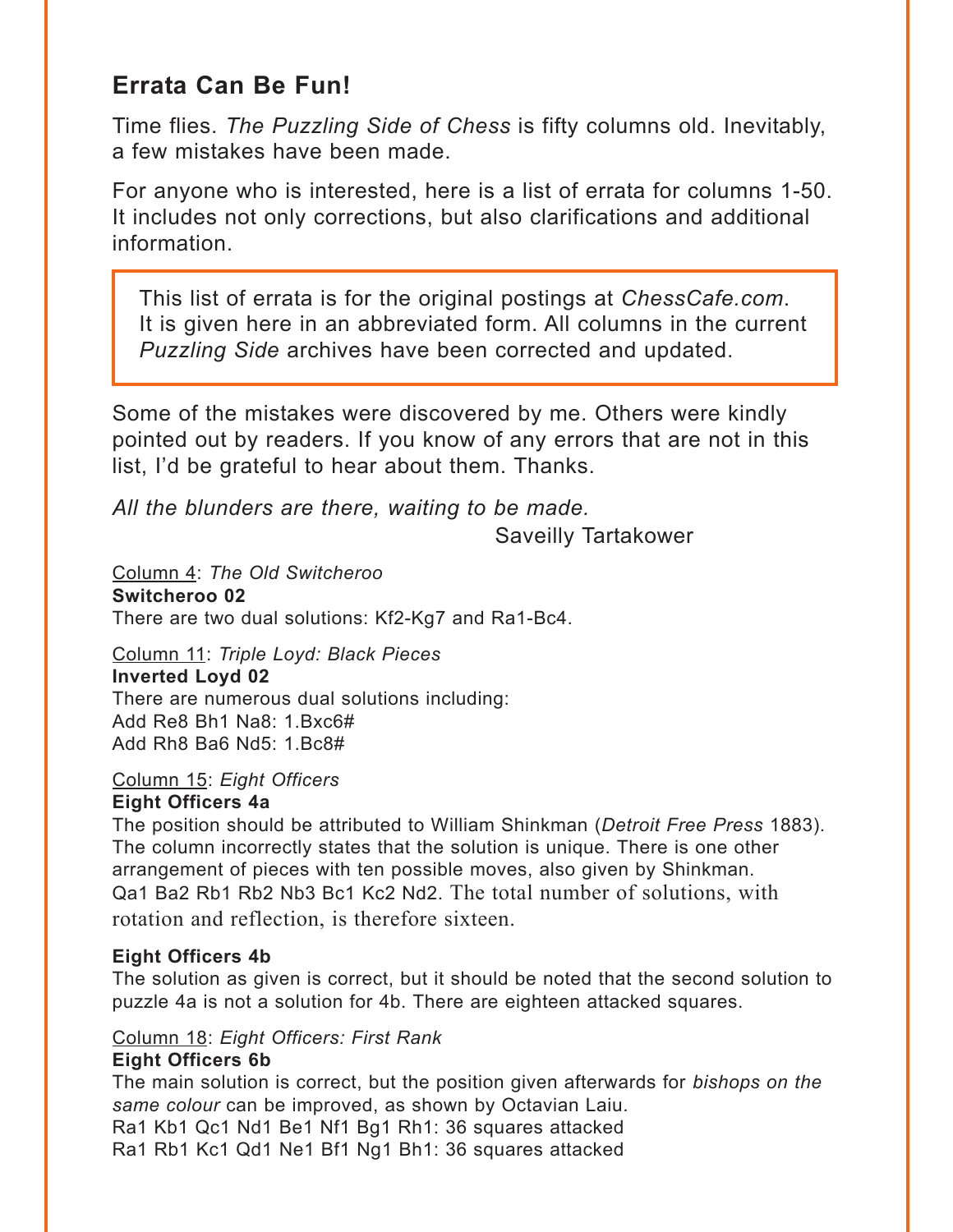## Errata Can Be Fun!

Time flies. *The Puzzling Side of Chess* is fifty columns old. Inevitably, a few mistakes have been made.

For anyone who is interested, here is a list of errata for columns 1-50. It includes not only corrections, but also clarifications and additional information.

> This list of errata is for the original postings at *ChessCafe.com*. It is given here in an abbreviated form. All columns in the current *Puzzling Side* archives have been corrected and updated.

Some of the mistakes were discovered by me. Others were kindly pointed out by readers. If you know of any errors that are not in this list, I'd be grateful to hear about them. Thanks.

*All the blunders are there, waiting to be made.*
Saveilly Tartakower

Column 4: *The Old Switcheroo*
**Switcheroo 02**
There are two dual solutions: Kf2-Kg7 and Ra1-Bc4.

Column 11: *Triple Loyd: Black Pieces*
**Inverted Loyd 02**
There are numerous dual solutions including:
Add Re8 Bh1 Na8: 1.Bxc6#
Add Rh8 Ba6 Nd5: 1.Bc8#

Column 15: *Eight Officers*
**Eight Officers 4a**
The position should be attributed to William Shinkman (*Detroit Free Press* 1883). The column incorrectly states that the solution is unique. There is one other arrangement of pieces with ten possible moves, also given by Shinkman. Qa1 Ba2 Rb1 Rb2 Nb3 Bc1 Kc2 Nd2. The total number of solutions, with rotation and reflection, is therefore sixteen.

**Eight Officers 4b**
The solution as given is correct, but it should be noted that the second solution to puzzle 4a is not a solution for 4b. There are eighteen attacked squares.

Column 18: *Eight Officers: First Rank*
**Eight Officers 6b**
The main solution is correct, but the position given afterwards for *bishops on the same colour* can be improved, as shown by Octavian Laiu.
Ra1 Kb1 Qc1 Nd1 Be1 Nf1 Bg1 Rh1: 36 squares attacked
Ra1 Rb1 Kc1 Qd1 Ne1 Bf1 Ng1 Bh1: 36 squares attacked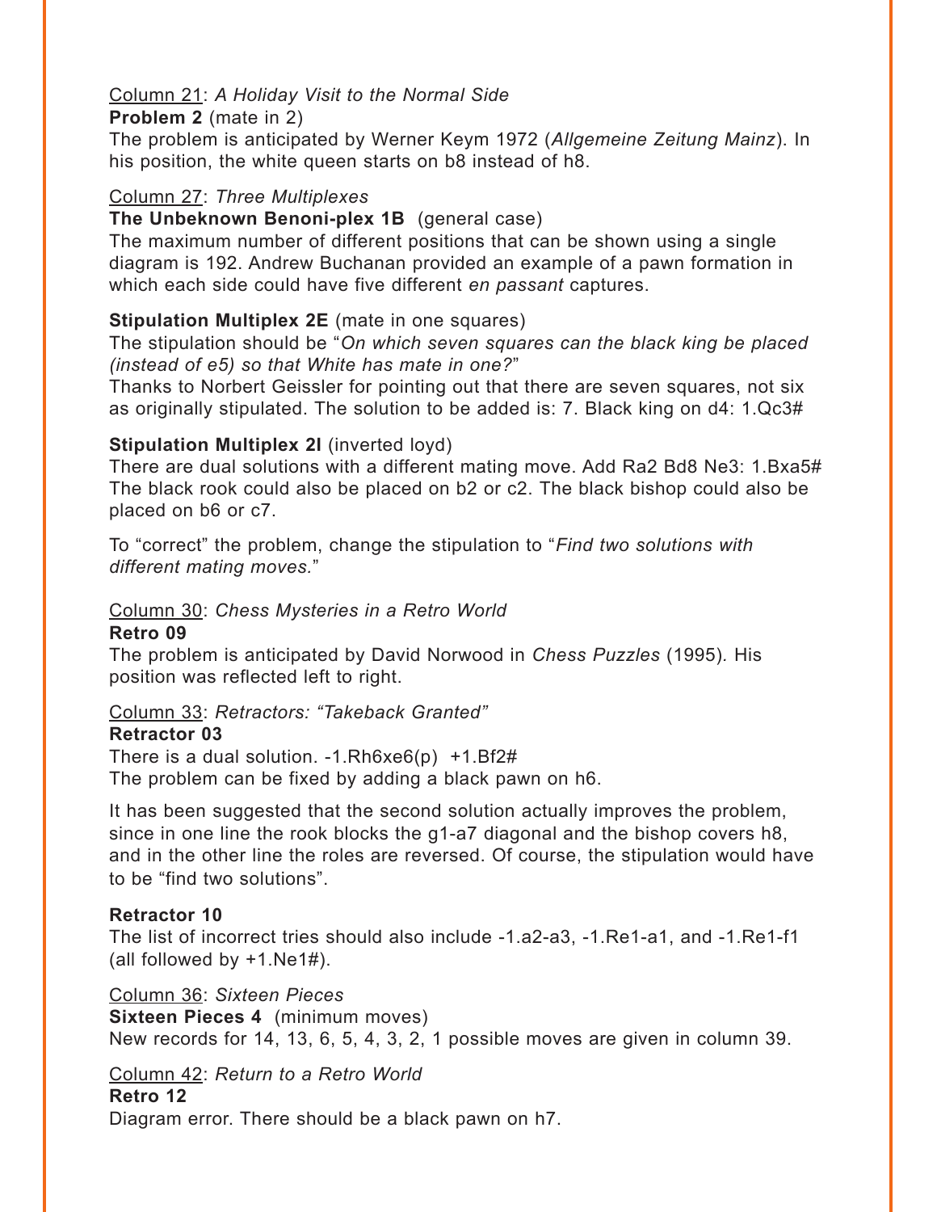Column 21: *A Holiday Visit to the Normal Side*

**Problem 2** (mate in 2)

The problem is anticipated by Werner Keym 1972 (*Allgemeine Zeitung Mainz*). In his position, the white queen starts on b8 instead of h8.

Column 27: *Three Multiplexes*

**The Unbeknown Benoni-plex 1B** (general case)

The maximum number of different positions that can be shown using a single diagram is 192. Andrew Buchanan provided an example of a pawn formation in which each side could have five different *en passant* captures.

**Stipulation Multiplex 2E** (mate in one squares)

The stipulation should be "*On which seven squares can the black king be placed (instead of e5) so that White has mate in one?*"

Thanks to Norbert Geissler for pointing out that there are seven squares, not six as originally stipulated. The solution to be added is: 7. Black king on d4: 1.Qc3#

**Stipulation Multiplex 2I** (inverted loyd)

There are dual solutions with a different mating move. Add Ra2 Bd8 Ne3: 1.Bxa5# The black rook could also be placed on b2 or c2. The black bishop could also be placed on b6 or c7.

To "correct" the problem, change the stipulation to "*Find two solutions with different mating moves.*"

Column 30: *Chess Mysteries in a Retro World*

**Retro 09**

The problem is anticipated by David Norwood in *Chess Puzzles* (1995). His position was reflected left to right.

Column 33: *Retractors: "Takeback Granted"*

**Retractor 03**

There is a dual solution. -1.Rh6xe6(p) +1.Bf2#

The problem can be fixed by adding a black pawn on h6.

It has been suggested that the second solution actually improves the problem, since in one line the rook blocks the g1-a7 diagonal and the bishop covers h8, and in the other line the roles are reversed. Of course, the stipulation would have to be "find two solutions".

**Retractor 10**

The list of incorrect tries should also include -1.a2-a3, -1.Re1-a1, and -1.Re1-f1 (all followed by +1.Ne1#).

Column 36: *Sixteen Pieces*

**Sixteen Pieces 4** (minimum moves)

New records for 14, 13, 6, 5, 4, 3, 2, 1 possible moves are given in column 39.

Column 42: *Return to a Retro World*

**Retro 12**

Diagram error. There should be a black pawn on h7.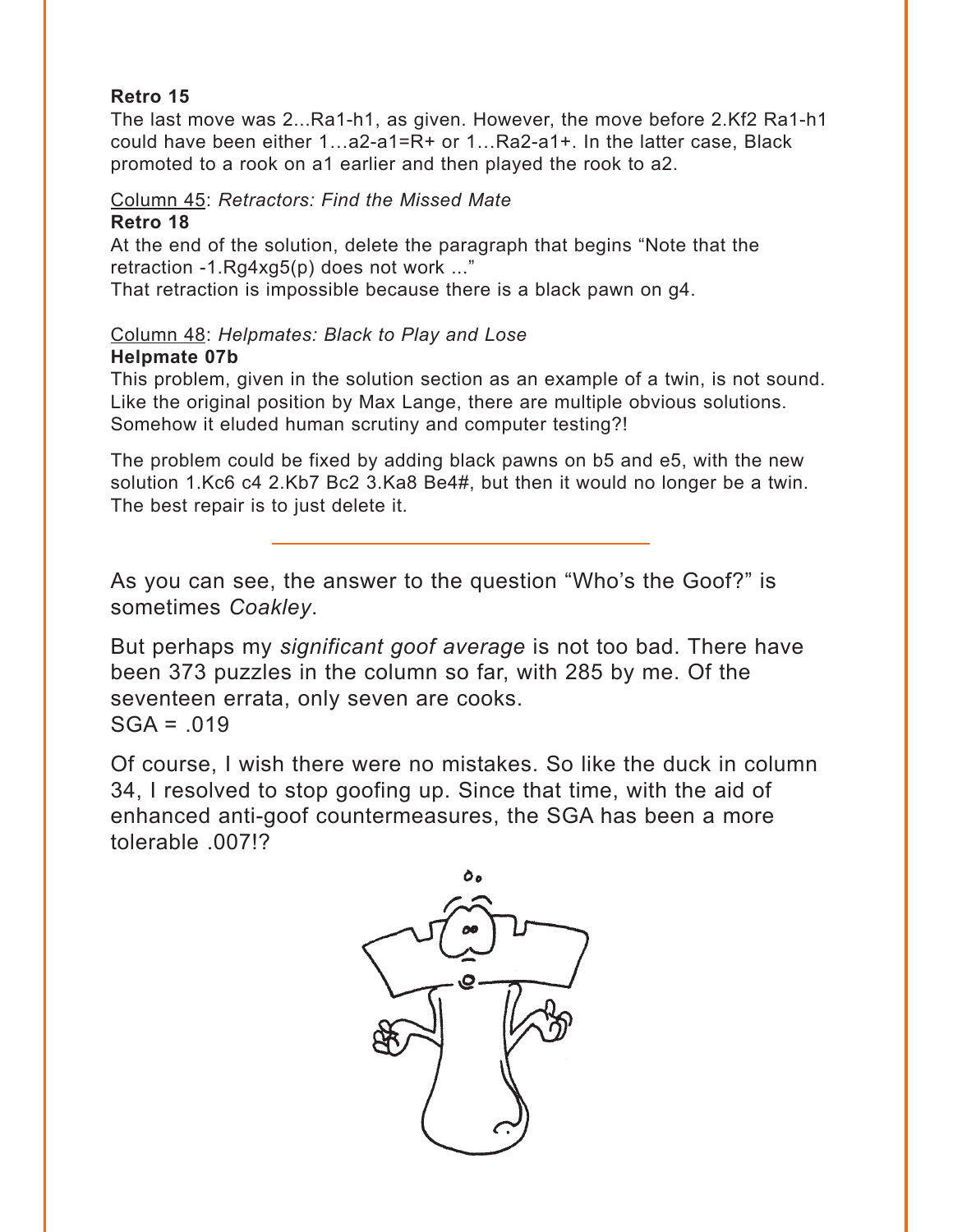**Retro 15**

The last move was 2...Ra1-h1, as given. However, the move before 2.Kf2 Ra1-h1 could have been either 1…a2-a1=R+ or 1…Ra2-a1+. In the latter case, Black promoted to a rook on a1 earlier and then played the rook to a2.

Column 45: *Retractors: Find the Missed Mate*

**Retro 18**

At the end of the solution, delete the paragraph that begins "Note that the retraction -1.Rg4xg5(p) does not work ..."

That retraction is impossible because there is a black pawn on g4.

Column 48: *Helpmates: Black to Play and Lose*

**Helpmate 07b**

This problem, given in the solution section as an example of a twin, is not sound. Like the original position by Max Lange, there are multiple obvious solutions. Somehow it eluded human scrutiny and computer testing?!

The problem could be fixed by adding black pawns on b5 and e5, with the new solution 1.Kc6 c4 2.Kb7 Bc2 3.Ka8 Be4#, but then it would no longer be a twin. The best repair is to just delete it.

---

As you can see, the answer to the question "Who's the Goof?" is sometimes *Coakley*.

But perhaps my *significant goof average* is not too bad. There have been 373 puzzles in the column so far, with 285 by me. Of the seventeen errata, only seven are cooks.
SGA = .019

Of course, I wish there were no mistakes. So like the duck in column 34, I resolved to stop goofing up. Since that time, with the aid of enhanced anti-goof countermeasures, the SGA has been a more tolerable .007!?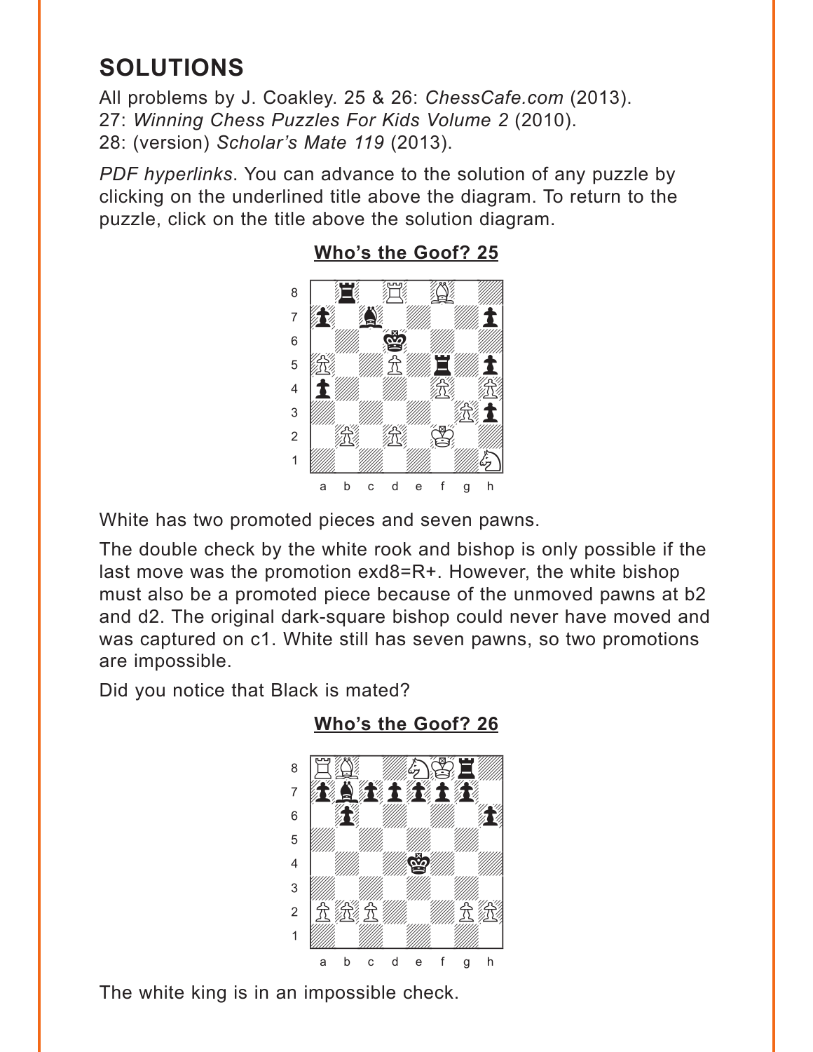## SOLUTIONS

All problems by J. Coakley. 25 & 26: *ChessCafe.com* (2013).
27: *Winning Chess Puzzles For Kids Volume 2* (2010).
28: (version) *Scholar's Mate 119* (2013).

*PDF hyperlinks*. You can advance to the solution of any puzzle by clicking on the underlined title above the diagram. To return to the puzzle, click on the title above the solution diagram.

### Who's the Goof? 25

White has two promoted pieces and seven pawns.

The double check by the white rook and bishop is only possible if the last move was the promotion exd8=R+. However, the white bishop must also be a promoted piece because of the unmoved pawns at b2 and d2. The original dark-square bishop could never have moved and was captured on c1. White still has seven pawns, so two promotions are impossible.

Did you notice that Black is mated?

### Who's the Goof? 26

The white king is in an impossible check.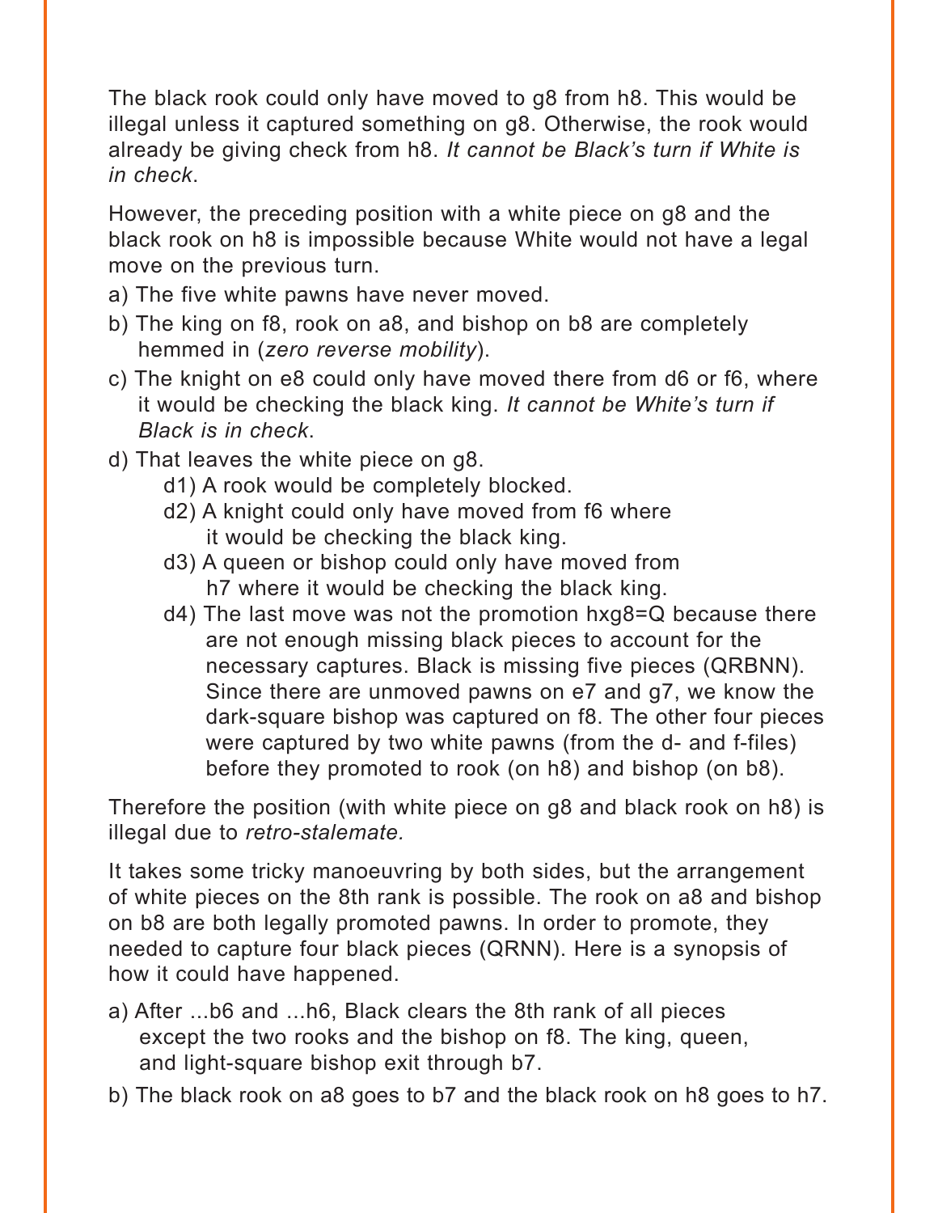The black rook could only have moved to g8 from h8. This would be illegal unless it captured something on g8. Otherwise, the rook would already be giving check from h8. *It cannot be Black's turn if White is in check*.

However, the preceding position with a white piece on g8 and the black rook on h8 is impossible because White would not have a legal move on the previous turn.

a) The five white pawns have never moved.

b) The king on f8, rook on a8, and bishop on b8 are completely hemmed in (*zero reverse mobility*).

c) The knight on e8 could only have moved there from d6 or f6, where it would be checking the black king. *It cannot be White's turn if Black is in check*.

d) That leaves the white piece on g8.

  d1) A rook would be completely blocked.

  d2) A knight could only have moved from f6 where it would be checking the black king.

  d3) A queen or bishop could only have moved from h7 where it would be checking the black king.

  d4) The last move was not the promotion hxg8=Q because there are not enough missing black pieces to account for the necessary captures. Black is missing five pieces (QRBNN). Since there are unmoved pawns on e7 and g7, we know the dark-square bishop was captured on f8. The other four pieces were captured by two white pawns (from the d- and f-files) before they promoted to rook (on h8) and bishop (on b8).

Therefore the position (with white piece on g8 and black rook on h8) is illegal due to *retro-stalemate.*

It takes some tricky manoeuvring by both sides, but the arrangement of white pieces on the 8th rank is possible. The rook on a8 and bishop on b8 are both legally promoted pawns. In order to promote, they needed to capture four black pieces (QRNN). Here is a synopsis of how it could have happened.

a) After ...b6 and ...h6, Black clears the 8th rank of all pieces except the two rooks and the bishop on f8. The king, queen, and light-square bishop exit through b7.

b) The black rook on a8 goes to b7 and the black rook on h8 goes to h7.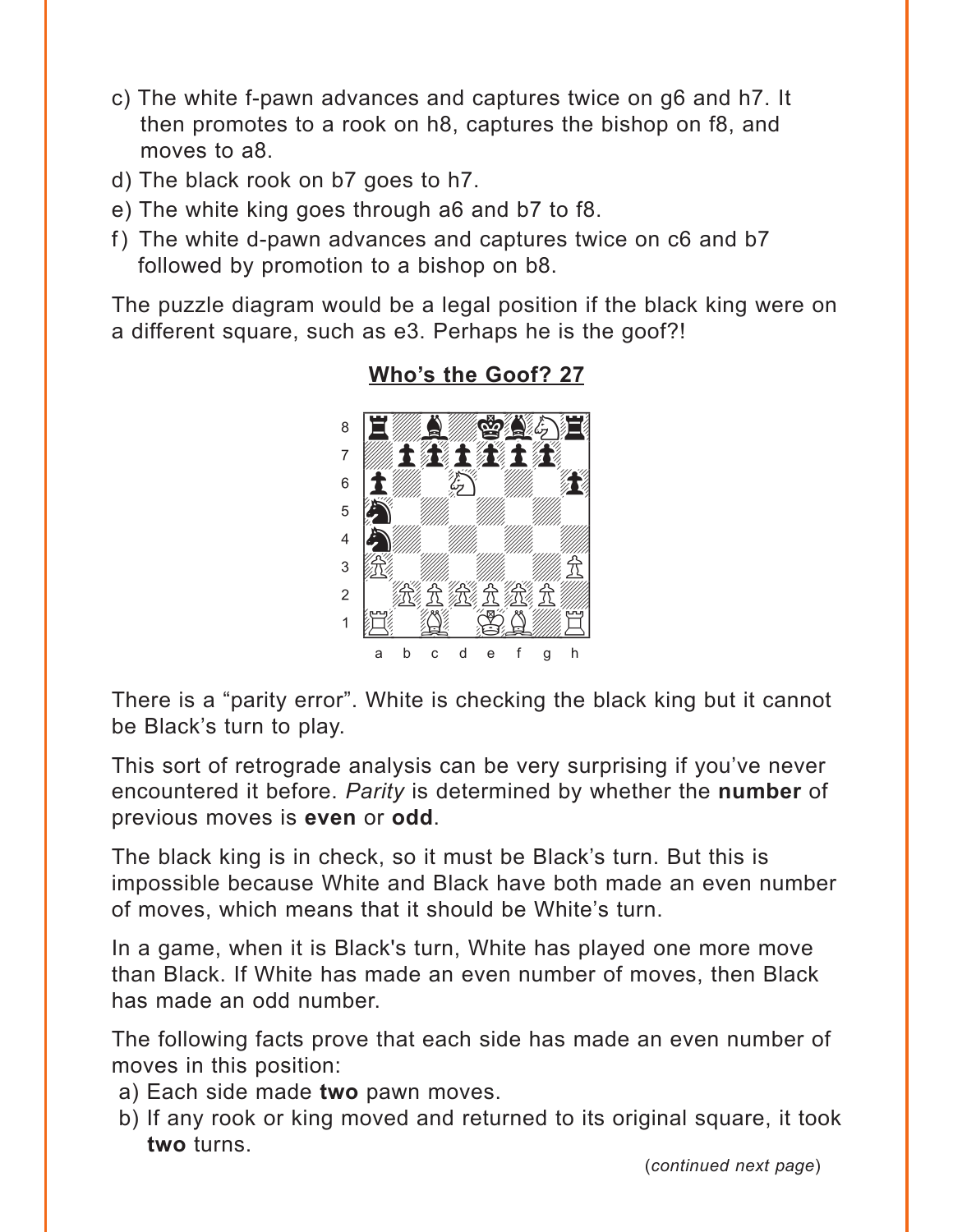c) The white f-pawn advances and captures twice on g6 and h7. It then promotes to a rook on h8, captures the bishop on f8, and moves to a8.

d) The black rook on b7 goes to h7.

e) The white king goes through a6 and b7 to f8.

f) The white d-pawn advances and captures twice on c6 and b7 followed by promotion to a bishop on b8.

The puzzle diagram would be a legal position if the black king were on a different square, such as e3. Perhaps he is the goof?!

## Who's the Goof? 27

There is a "parity error". White is checking the black king but it cannot be Black's turn to play.

This sort of retrograde analysis can be very surprising if you've never encountered it before. *Parity* is determined by whether the **number** of previous moves is **even** or **odd**.

The black king is in check, so it must be Black's turn. But this is impossible because White and Black have both made an even number of moves, which means that it should be White's turn.

In a game, when it is Black's turn, White has played one more move than Black. If White has made an even number of moves, then Black has made an odd number.

The following facts prove that each side has made an even number of moves in this position:

a) Each side made **two** pawn moves.

b) If any rook or king moved and returned to its original square, it took **two** turns.

(*continued next page*)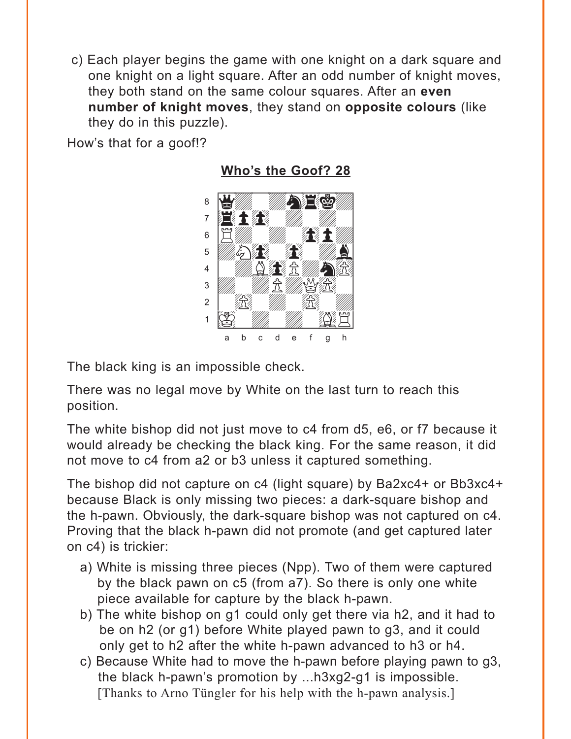c) Each player begins the game with one knight on a dark square and one knight on a light square. After an odd number of knight moves, they both stand on the same colour squares. After an **even number of knight moves**, they stand on **opposite colours** (like they do in this puzzle).

How's that for a goof!?

## Who's the Goof? 28

The black king is an impossible check.

There was no legal move by White on the last turn to reach this position.

The white bishop did not just move to c4 from d5, e6, or f7 because it would already be checking the black king. For the same reason, it did not move to c4 from a2 or b3 unless it captured something.

The bishop did not capture on c4 (light square) by Ba2xc4+ or Bb3xc4+ because Black is only missing two pieces: a dark-square bishop and the h-pawn. Obviously, the dark-square bishop was not captured on c4. Proving that the black h-pawn did not promote (and get captured later on c4) is trickier:

a) White is missing three pieces (Npp). Two of them were captured by the black pawn on c5 (from a7). So there is only one white piece available for capture by the black h-pawn.

b) The white bishop on g1 could only get there via h2, and it had to be on h2 (or g1) before White played pawn to g3, and it could only get to h2 after the white h-pawn advanced to h3 or h4.

c) Because White had to move the h-pawn before playing pawn to g3, the black h-pawn's promotion by ...h3xg2-g1 is impossible. [Thanks to Arno Tüngler for his help with the h-pawn analysis.]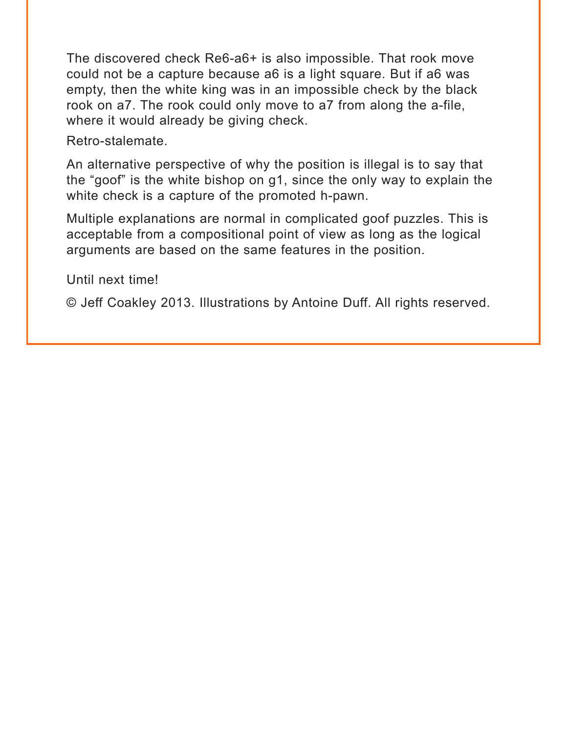The discovered check Re6-a6+ is also impossible. That rook move could not be a capture because a6 is a light square. But if a6 was empty, then the white king was in an impossible check by the black rook on a7. The rook could only move to a7 from along the a-file, where it would already be giving check.

Retro-stalemate.

An alternative perspective of why the position is illegal is to say that the "goof" is the white bishop on g1, since the only way to explain the white check is a capture of the promoted h-pawn.

Multiple explanations are normal in complicated goof puzzles. This is acceptable from a compositional point of view as long as the logical arguments are based on the same features in the position.

Until next time!

© Jeff Coakley 2013. Illustrations by Antoine Duff. All rights reserved.